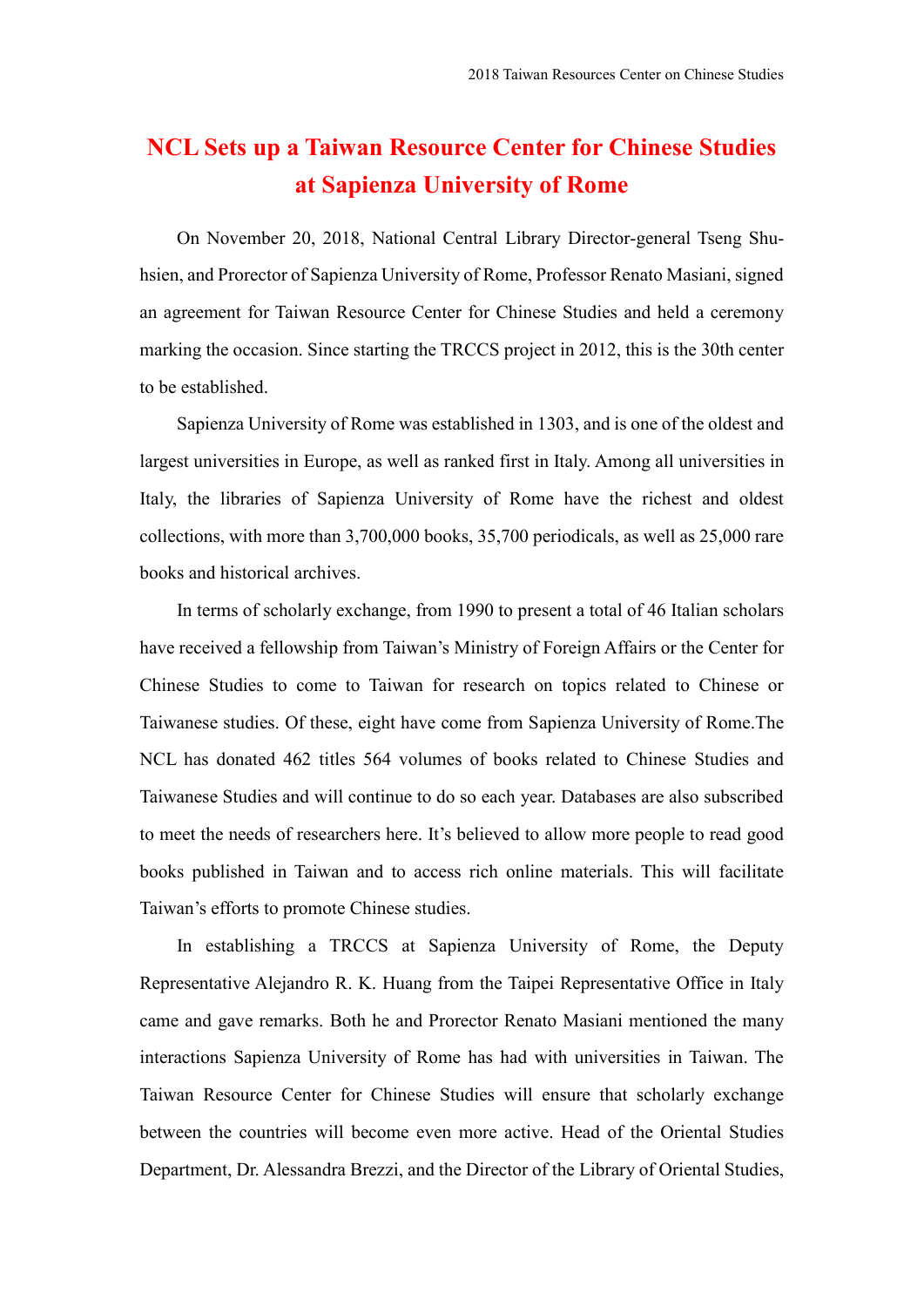# NCL Sets up a Taiwan Resource Center for Chinese Studies at Sapienza University of Rome

On November 20, 2018, National Central Library Director-general Tseng Shu-hsien, and Prorector of Sapienza University of Rome, Professor Renato Masiani, signed an agreement for Taiwan Resource Center for Chinese Studies and held a ceremony marking the occasion. Since starting the TRCCS project in 2012, this is the 30th center to be established.

Sapienza University of Rome was established in 1303, and is one of the oldest and largest universities in Europe, as well as ranked first in Italy. Among all universities in Italy, the libraries of Sapienza University of Rome have the richest and oldest collections, with more than 3,700,000 books, 35,700 periodicals, as well as 25,000 rare books and historical archives.

In terms of scholarly exchange, from 1990 to present a total of 46 Italian scholars have received a fellowship from Taiwan's Ministry of Foreign Affairs or the Center for Chinese Studies to come to Taiwan for research on topics related to Chinese or Taiwanese studies. Of these, eight have come from Sapienza University of Rome.The NCL has donated 462 titles 564 volumes of books related to Chinese Studies and Taiwanese Studies and will continue to do so each year. Databases are also subscribed to meet the needs of researchers here. It's believed to allow more people to read good books published in Taiwan and to access rich online materials. This will facilitate Taiwan's efforts to promote Chinese studies.

In establishing a TRCCS at Sapienza University of Rome, the Deputy Representative Alejandro R. K. Huang from the Taipei Representative Office in Italy came and gave remarks. Both he and Prorector Renato Masiani mentioned the many interactions Sapienza University of Rome has had with universities in Taiwan. The Taiwan Resource Center for Chinese Studies will ensure that scholarly exchange between the countries will become even more active. Head of the Oriental Studies Department, Dr. Alessandra Brezzi, and the Director of the Library of Oriental Studies,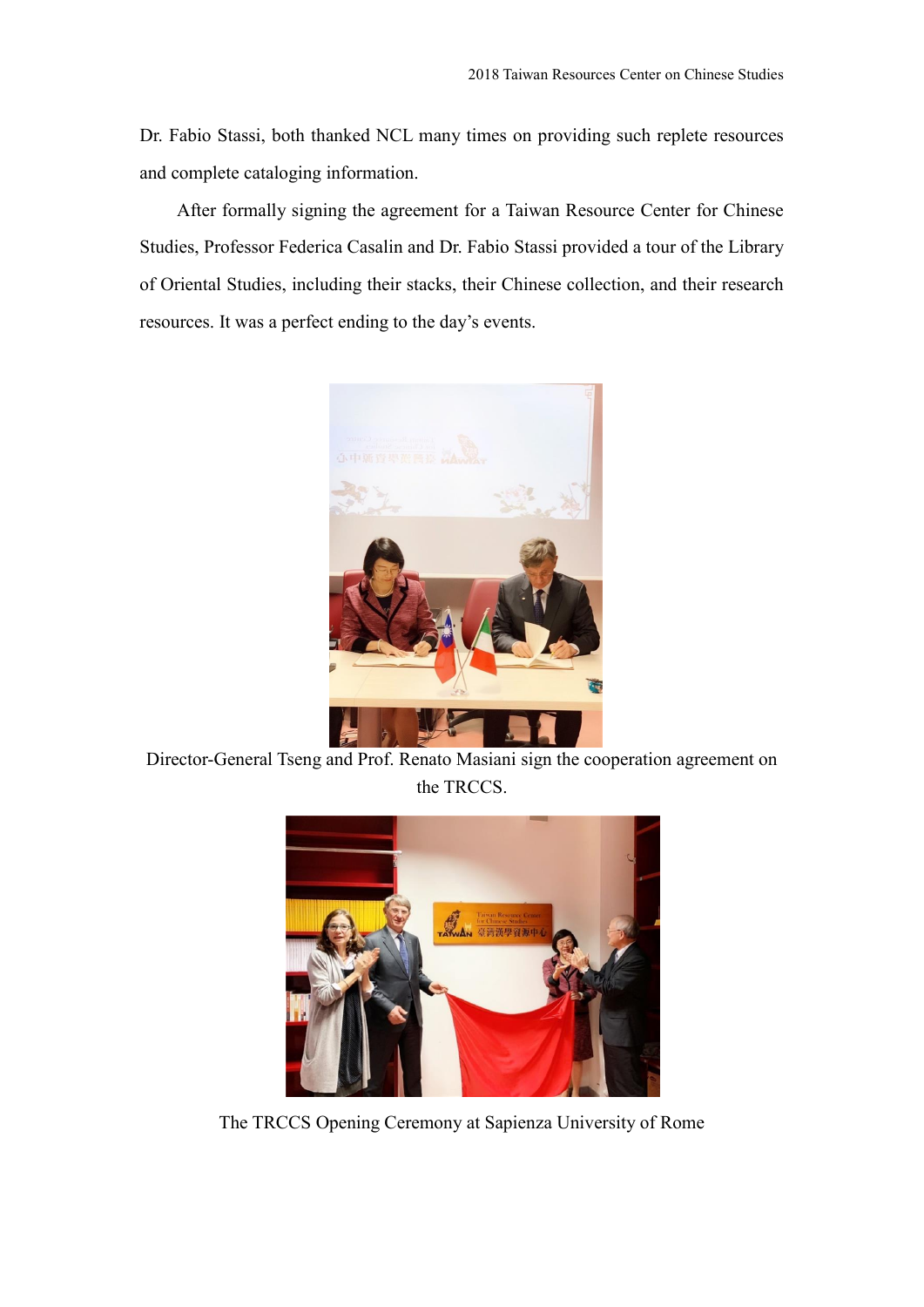Dr. Fabio Stassi, both thanked NCL many times on providing such replete resources and complete cataloging information.

After formally signing the agreement for a Taiwan Resource Center for Chinese Studies, Professor Federica Casalin and Dr. Fabio Stassi provided a tour of the Library of Oriental Studies, including their stacks, their Chinese collection, and their research resources. It was a perfect ending to the day's events.

Director-General Tseng and Prof. Renato Masiani sign the cooperation agreement on the TRCCS.

The TRCCS Opening Ceremony at Sapienza University of Rome